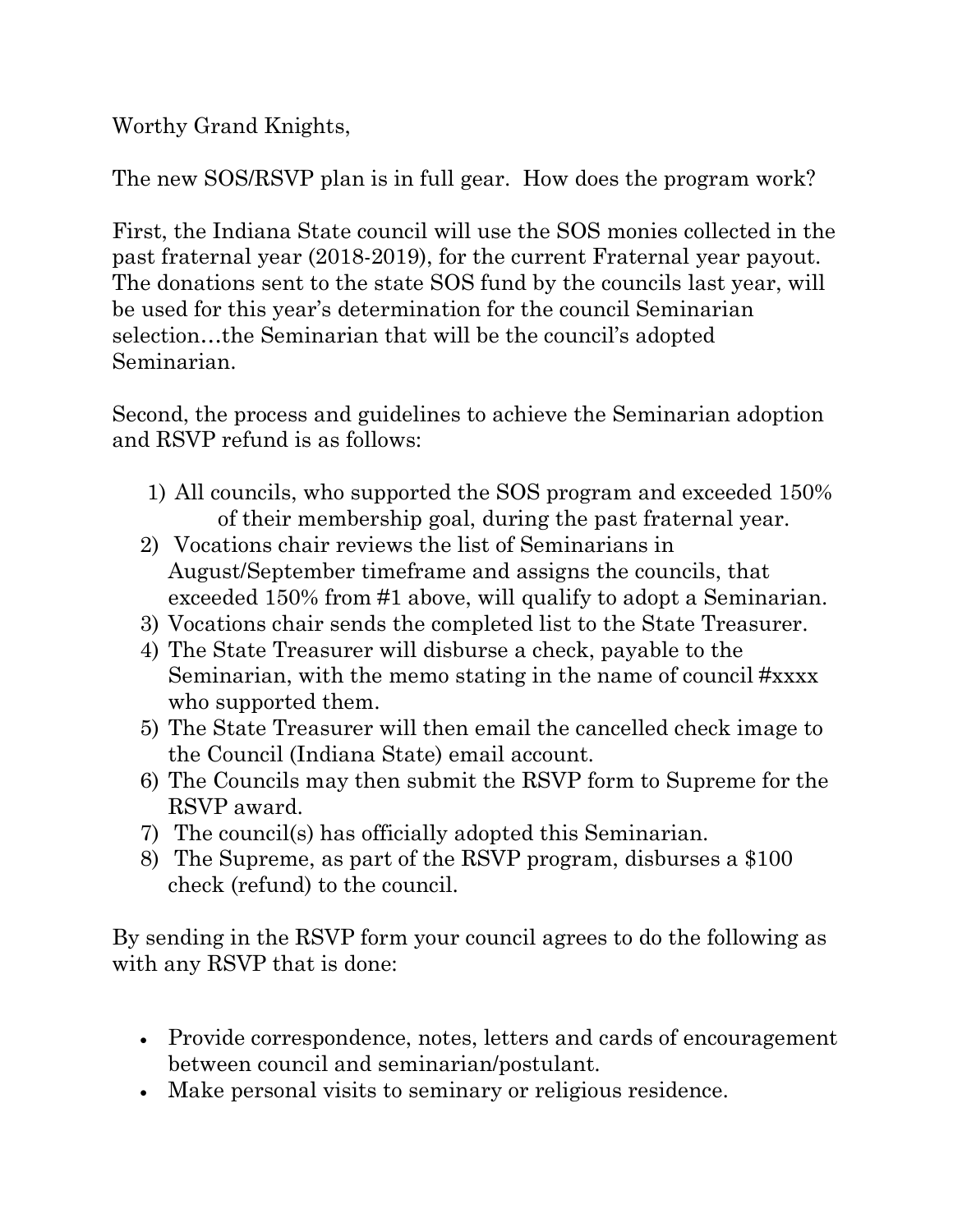Worthy Grand Knights,

The new SOS/RSVP plan is in full gear. How does the program work?

First, the Indiana State council will use the SOS monies collected in the past fraternal year (2018-2019), for the current Fraternal year payout. The donations sent to the state SOS fund by the councils last year, will be used for this year's determination for the council Seminarian selection…the Seminarian that will be the council's adopted Seminarian.

Second, the process and guidelines to achieve the Seminarian adoption and RSVP refund is as follows:

1) All councils, who supported the SOS program and exceeded 150% of their membership goal, during the past fraternal year.
2) Vocations chair reviews the list of Seminarians in August/September timeframe and assigns the councils, that exceeded 150% from #1 above, will qualify to adopt a Seminarian.
3) Vocations chair sends the completed list to the State Treasurer.
4) The State Treasurer will disburse a check, payable to the Seminarian, with the memo stating in the name of council #xxxx who supported them.
5) The State Treasurer will then email the cancelled check image to the Council (Indiana State) email account.
6) The Councils may then submit the RSVP form to Supreme for the RSVP award.
7) The council(s) has officially adopted this Seminarian.
8) The Supreme, as part of the RSVP program, disburses a $100 check (refund) to the council.

By sending in the RSVP form your council agrees to do the following as with any RSVP that is done:

- Provide correspondence, notes, letters and cards of encouragement between council and seminarian/postulant.
- Make personal visits to seminary or religious residence.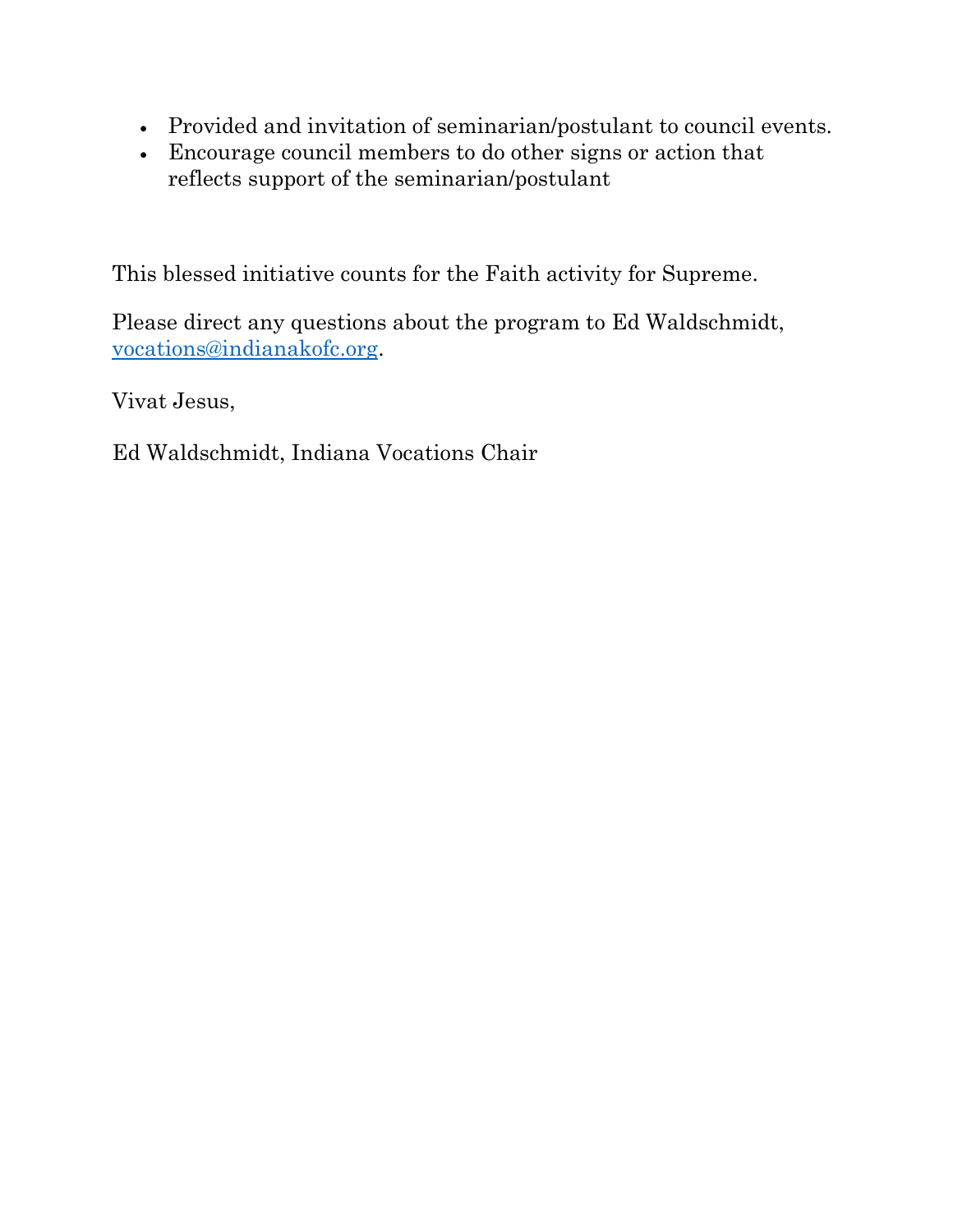- Provided and invitation of seminarian/postulant to council events.
- Encourage council members to do other signs or action that reflects support of the seminarian/postulant

This blessed initiative counts for the Faith activity for Supreme.

Please direct any questions about the program to Ed Waldschmidt, vocations@indianakofc.org.

Vivat Jesus,

Ed Waldschmidt, Indiana Vocations Chair